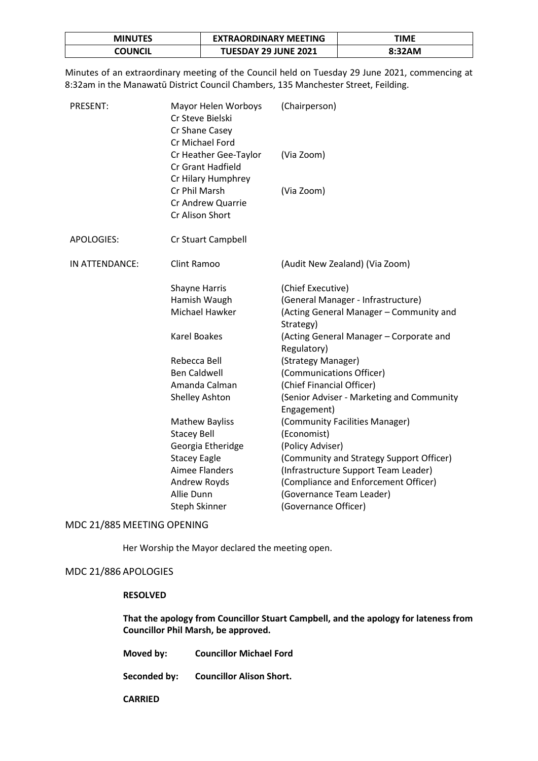| MINUTES | EXTRAORDINARY MEETING | TIME |
| --- | --- | --- |
| COUNCIL | TUESDAY 29 JUNE 2021 | 8:32AM |

Minutes of an extraordinary meeting of the Council held on Tuesday 29 June 2021, commencing at 8:32am in the Manawatū District Council Chambers, 135 Manchester Street, Feilding.

| | | |
| --- | --- | --- |
| PRESENT: | Mayor Helen Worboys | (Chairperson) |
| | Cr Steve Bielski | |
| | Cr Shane Casey | |
| | Cr Michael Ford | |
| | Cr Heather Gee-Taylor | (Via Zoom) |
| | Cr Grant Hadfield | |
| | Cr Hilary Humphrey | |
| | Cr Phil Marsh | (Via Zoom) |
| | Cr Andrew Quarrie | |
| | Cr Alison Short | |
| APOLOGIES: | Cr Stuart Campbell | |
| IN ATTENDANCE: | Clint Ramoo | (Audit New Zealand) (Via Zoom) |
| | Shayne Harris | (Chief Executive) |
| | Hamish Waugh | (General Manager - Infrastructure) |
| | Michael Hawker | (Acting General Manager – Community and Strategy) |
| | Karel Boakes | (Acting General Manager – Corporate and Regulatory) |
| | Rebecca Bell | (Strategy Manager) |
| | Ben Caldwell | (Communications Officer) |
| | Amanda Calman | (Chief Financial Officer) |
| | Shelley Ashton | (Senior Adviser - Marketing and Community Engagement) |
| | Mathew Bayliss | (Community Facilities Manager) |
| | Stacey Bell | (Economist) |
| | Georgia Etheridge | (Policy Adviser) |
| | Stacey Eagle | (Community and Strategy Support Officer) |
| | Aimee Flanders | (Infrastructure Support Team Leader) |
| | Andrew Royds | (Compliance and Enforcement Officer) |
| | Allie Dunn | (Governance Team Leader) |
| | Steph Skinner | (Governance Officer) |

## MDC 21/885 MEETING OPENING

Her Worship the Mayor declared the meeting open.

## MDC 21/886 APOLOGIES

**RESOLVED**

**That the apology from Councillor Stuart Campbell, and the apology for lateness from Councillor Phil Marsh, be approved.**

**Moved by:** **Councillor Michael Ford**

**Seconded by:** **Councillor Alison Short.**

**CARRIED**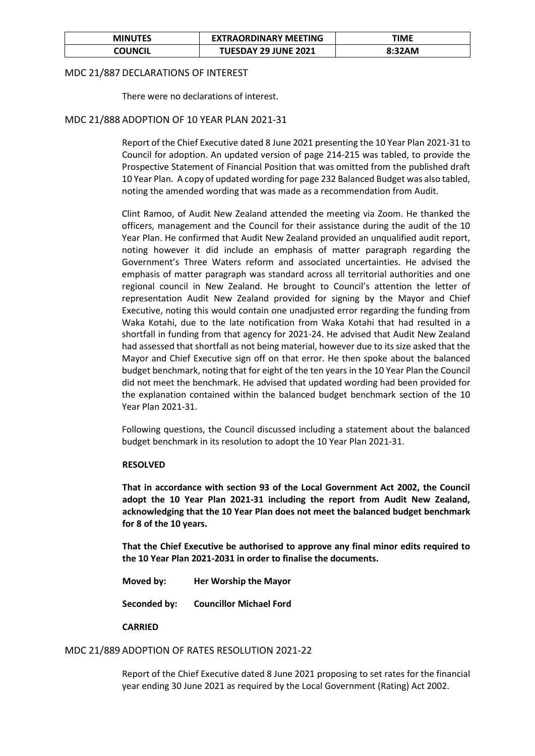| MINUTES | EXTRAORDINARY MEETING | TIME |
| --- | --- | --- |
| COUNCIL | TUESDAY 29 JUNE 2021 | 8:32AM |

## MDC 21/887 DECLARATIONS OF INTEREST

There were no declarations of interest.

## MDC 21/888 ADOPTION OF 10 YEAR PLAN 2021-31

Report of the Chief Executive dated 8 June 2021 presenting the 10 Year Plan 2021-31 to Council for adoption. An updated version of page 214-215 was tabled, to provide the Prospective Statement of Financial Position that was omitted from the published draft 10 Year Plan. A copy of updated wording for page 232 Balanced Budget was also tabled, noting the amended wording that was made as a recommendation from Audit.

Clint Ramoo, of Audit New Zealand attended the meeting via Zoom. He thanked the officers, management and the Council for their assistance during the audit of the 10 Year Plan. He confirmed that Audit New Zealand provided an unqualified audit report, noting however it did include an emphasis of matter paragraph regarding the Government's Three Waters reform and associated uncertainties. He advised the emphasis of matter paragraph was standard across all territorial authorities and one regional council in New Zealand. He brought to Council's attention the letter of representation Audit New Zealand provided for signing by the Mayor and Chief Executive, noting this would contain one unadjusted error regarding the funding from Waka Kotahi, due to the late notification from Waka Kotahi that had resulted in a shortfall in funding from that agency for 2021-24. He advised that Audit New Zealand had assessed that shortfall as not being material, however due to its size asked that the Mayor and Chief Executive sign off on that error. He then spoke about the balanced budget benchmark, noting that for eight of the ten years in the 10 Year Plan the Council did not meet the benchmark. He advised that updated wording had been provided for the explanation contained within the balanced budget benchmark section of the 10 Year Plan 2021-31.

Following questions, the Council discussed including a statement about the balanced budget benchmark in its resolution to adopt the 10 Year Plan 2021-31.

**RESOLVED**

**That in accordance with section 93 of the Local Government Act 2002, the Council adopt the 10 Year Plan 2021-31 including the report from Audit New Zealand, acknowledging that the 10 Year Plan does not meet the balanced budget benchmark for 8 of the 10 years.**

**That the Chief Executive be authorised to approve any final minor edits required to the 10 Year Plan 2021-2031 in order to finalise the documents.**

**Moved by:** **Her Worship the Mayor**

**Seconded by:** **Councillor Michael Ford**

**CARRIED**

## MDC 21/889 ADOPTION OF RATES RESOLUTION 2021-22

Report of the Chief Executive dated 8 June 2021 proposing to set rates for the financial year ending 30 June 2021 as required by the Local Government (Rating) Act 2002.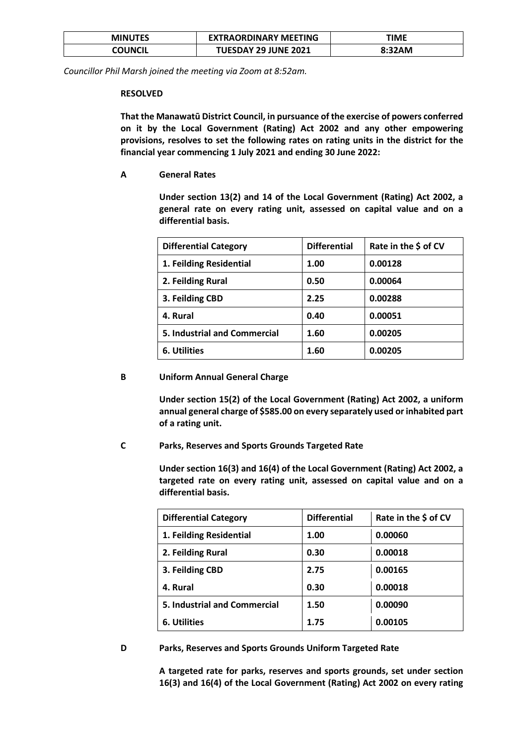*Councillor Phil Marsh joined the meeting via Zoom at 8:52am.*

**RESOLVED**

**That the Manawatū District Council, in pursuance of the exercise of powers conferred on it by the Local Government (Rating) Act 2002 and any other empowering provisions, resolves to set the following rates on rating units in the district for the financial year commencing 1 July 2021 and ending 30 June 2022:**

**A General Rates**

**Under section 13(2) and 14 of the Local Government (Rating) Act 2002, a general rate on every rating unit, assessed on capital value and on a differential basis.**

| Differential Category | Differential | Rate in the $ of CV |
|---|---|---|
| 1. Feilding Residential | 1.00 | 0.00128 |
| 2. Feilding Rural | 0.50 | 0.00064 |
| 3. Feilding CBD | 2.25 | 0.00288 |
| 4. Rural | 0.40 | 0.00051 |
| 5. Industrial and Commercial | 1.60 | 0.00205 |
| 6. Utilities | 1.60 | 0.00205 |

**B Uniform Annual General Charge**

**Under section 15(2) of the Local Government (Rating) Act 2002, a uniform annual general charge of $585.00 on every separately used or inhabited part of a rating unit.**

**C Parks, Reserves and Sports Grounds Targeted Rate**

**Under section 16(3) and 16(4) of the Local Government (Rating) Act 2002, a targeted rate on every rating unit, assessed on capital value and on a differential basis.**

| Differential Category | Differential | Rate in the $ of CV |
|---|---|---|
| 1. Feilding Residential | 1.00 | 0.00060 |
| 2. Feilding Rural | 0.30 | 0.00018 |
| 3. Feilding CBD | 2.75 | 0.00165 |
| 4. Rural | 0.30 | 0.00018 |
| 5. Industrial and Commercial | 1.50 | 0.00090 |
| 6. Utilities | 1.75 | 0.00105 |

**D Parks, Reserves and Sports Grounds Uniform Targeted Rate**

**A targeted rate for parks, reserves and sports grounds, set under section 16(3) and 16(4) of the Local Government (Rating) Act 2002 on every rating**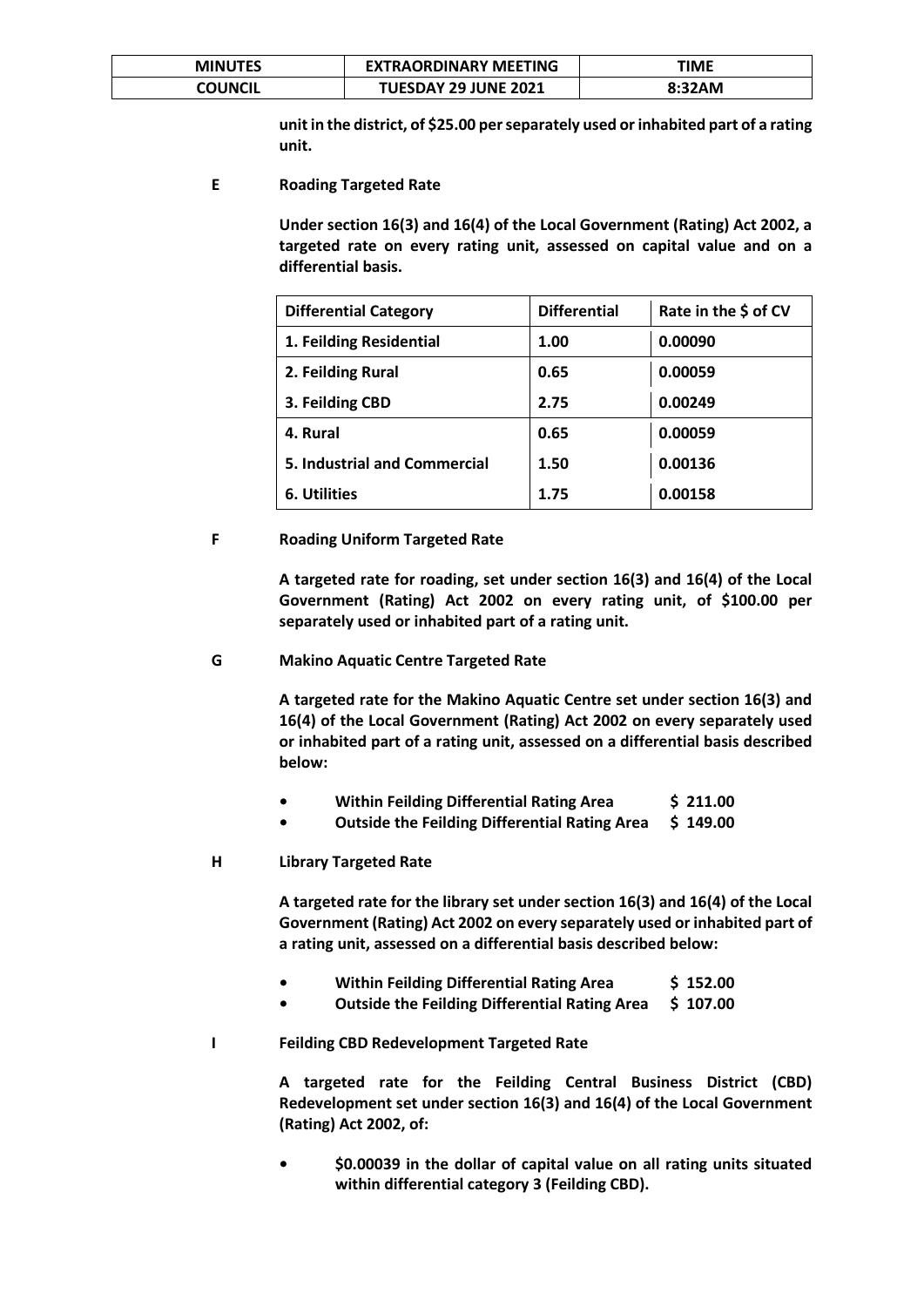**unit in the district, of $25.00 per separately used or inhabited part of a rating unit.**

**E Roading Targeted Rate**

**Under section 16(3) and 16(4) of the Local Government (Rating) Act 2002, a targeted rate on every rating unit, assessed on capital value and on a differential basis.**

| Differential Category | Differential | Rate in the $ of CV |
|---|---|---|
| 1. Feilding Residential | 1.00 | 0.00090 |
| 2. Feilding Rural | 0.65 | 0.00059 |
| 3. Feilding CBD | 2.75 | 0.00249 |
| 4. Rural | 0.65 | 0.00059 |
| 5. Industrial and Commercial | 1.50 | 0.00136 |
| 6. Utilities | 1.75 | 0.00158 |

**F Roading Uniform Targeted Rate**

**A targeted rate for roading, set under section 16(3) and 16(4) of the Local Government (Rating) Act 2002 on every rating unit, of $100.00 per separately used or inhabited part of a rating unit.**

**G Makino Aquatic Centre Targeted Rate**

**A targeted rate for the Makino Aquatic Centre set under section 16(3) and 16(4) of the Local Government (Rating) Act 2002 on every separately used or inhabited part of a rating unit, assessed on a differential basis described below:**

- **Within Feilding Differential Rating Area $ 211.00**
- **Outside the Feilding Differential Rating Area $ 149.00**

**H Library Targeted Rate**

**A targeted rate for the library set under section 16(3) and 16(4) of the Local Government (Rating) Act 2002 on every separately used or inhabited part of a rating unit, assessed on a differential basis described below:**

- **Within Feilding Differential Rating Area $ 152.00**
- **Outside the Feilding Differential Rating Area $ 107.00**

**I Feilding CBD Redevelopment Targeted Rate**

**A targeted rate for the Feilding Central Business District (CBD) Redevelopment set under section 16(3) and 16(4) of the Local Government (Rating) Act 2002, of:**

- **$0.00039 in the dollar of capital value on all rating units situated within differential category 3 (Feilding CBD).**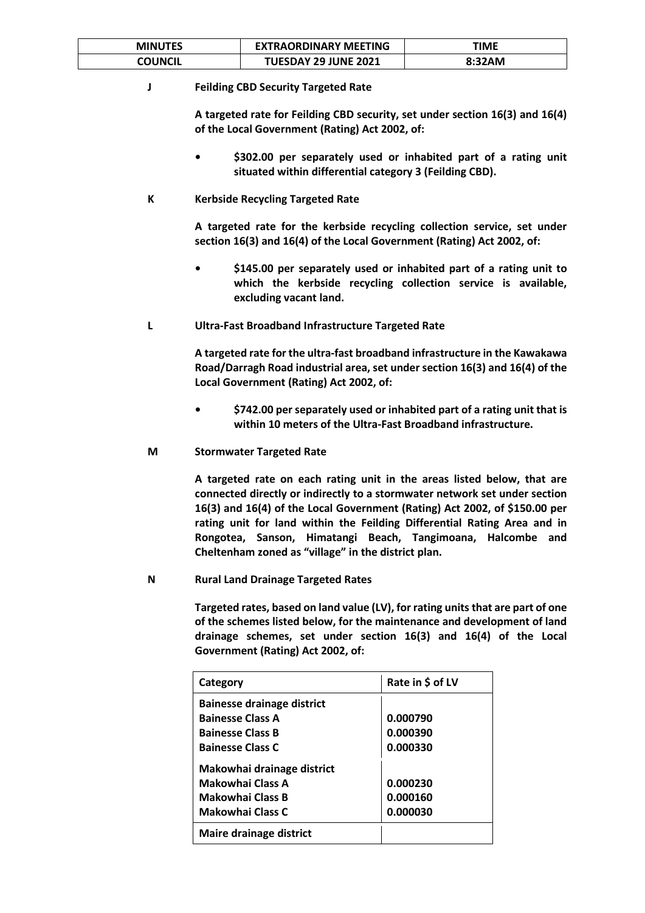**J Feilding CBD Security Targeted Rate**

**A targeted rate for Feilding CBD security, set under section 16(3) and 16(4) of the Local Government (Rating) Act 2002, of:**

- **$302.00 per separately used or inhabited part of a rating unit situated within differential category 3 (Feilding CBD).**

**K Kerbside Recycling Targeted Rate**

**A targeted rate for the kerbside recycling collection service, set under section 16(3) and 16(4) of the Local Government (Rating) Act 2002, of:**

- **$145.00 per separately used or inhabited part of a rating unit to which the kerbside recycling collection service is available, excluding vacant land.**

**L Ultra-Fast Broadband Infrastructure Targeted Rate**

**A targeted rate for the ultra-fast broadband infrastructure in the Kawakawa Road/Darragh Road industrial area, set under section 16(3) and 16(4) of the Local Government (Rating) Act 2002, of:**

- **$742.00 per separately used or inhabited part of a rating unit that is within 10 meters of the Ultra-Fast Broadband infrastructure.**

**M Stormwater Targeted Rate**

**A targeted rate on each rating unit in the areas listed below, that are connected directly or indirectly to a stormwater network set under section 16(3) and 16(4) of the Local Government (Rating) Act 2002, of $150.00 per rating unit for land within the Feilding Differential Rating Area and in Rongotea, Sanson, Himatangi Beach, Tangimoana, Halcombe and Cheltenham zoned as "village" in the district plan.**

**N Rural Land Drainage Targeted Rates**

**Targeted rates, based on land value (LV), for rating units that are part of one of the schemes listed below, for the maintenance and development of land drainage schemes, set under section 16(3) and 16(4) of the Local Government (Rating) Act 2002, of:**

| Category | Rate in $ of LV |
|---|---|
| **Bainesse drainage district** | |
| **Bainesse Class A** | **0.000790** |
| **Bainesse Class B** | **0.000390** |
| **Bainesse Class C** | **0.000330** |
| **Makowhai drainage district** | |
| **Makowhai Class A** | **0.000230** |
| **Makowhai Class B** | **0.000160** |
| **Makowhai Class C** | **0.000030** |
| **Maire drainage district** | |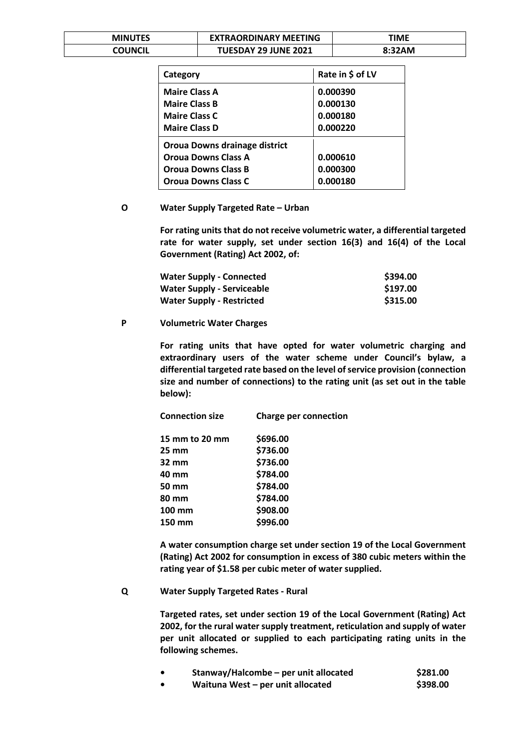| Category | Rate in $ of LV |
|---|---|
| **Maire Class A** | **0.000390** |
| **Maire Class B** | **0.000130** |
| **Maire Class C** | **0.000180** |
| **Maire Class D** | **0.000220** |
| **Oroua Downs drainage district** | |
| **Oroua Downs Class A** | **0.000610** |
| **Oroua Downs Class B** | **0.000300** |
| **Oroua Downs Class C** | **0.000180** |

**O Water Supply Targeted Rate – Urban**

**For rating units that do not receive volumetric water, a differential targeted rate for water supply, set under section 16(3) and 16(4) of the Local Government (Rating) Act 2002, of:**

| | |
|---|---|
| **Water Supply - Connected** | **$394.00** |
| **Water Supply - Serviceable** | **$197.00** |
| **Water Supply - Restricted** | **$315.00** |

**P Volumetric Water Charges**

**For rating units that have opted for water volumetric charging and extraordinary users of the water scheme under Council's bylaw, a differential targeted rate based on the level of service provision (connection size and number of connections) to the rating unit (as set out in the table below):**

| Connection size | Charge per connection |
|---|---|
| **15 mm to 20 mm** | **$696.00** |
| **25 mm** | **$736.00** |
| **32 mm** | **$736.00** |
| **40 mm** | **$784.00** |
| **50 mm** | **$784.00** |
| **80 mm** | **$784.00** |
| **100 mm** | **$908.00** |
| **150 mm** | **$996.00** |

**A water consumption charge set under section 19 of the Local Government (Rating) Act 2002 for consumption in excess of 380 cubic meters within the rating year of $1.58 per cubic meter of water supplied.**

**Q Water Supply Targeted Rates - Rural**

**Targeted rates, set under section 19 of the Local Government (Rating) Act 2002, for the rural water supply treatment, reticulation and supply of water per unit allocated or supplied to each participating rating units in the following schemes.**

- **Stanway/Halcombe – per unit allocated $281.00**
- **Waituna West – per unit allocated $398.00**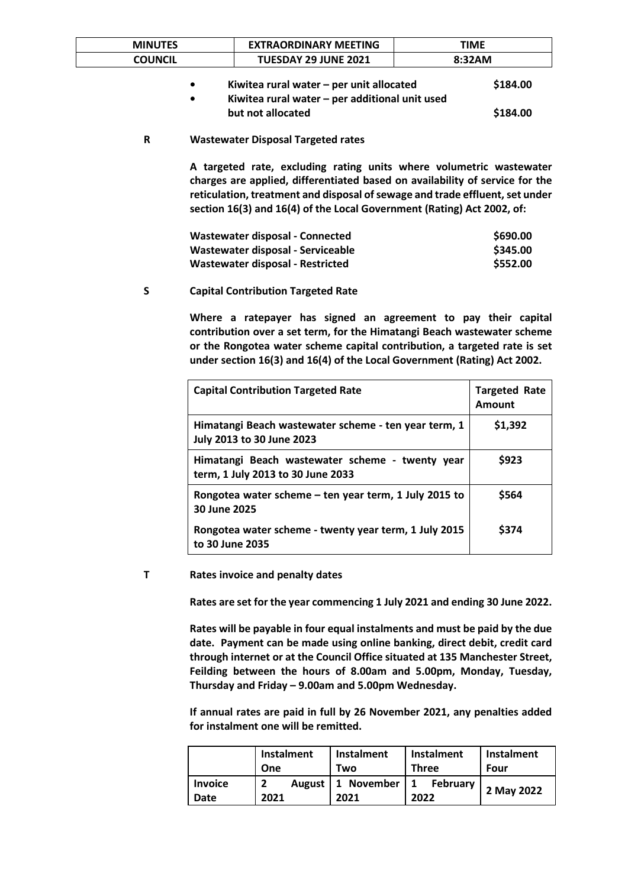- **Kiwitea rural water – per unit allocated** **$184.00**
- **Kiwitea rural water – per additional unit used but not allocated** **$184.00**

**R** **Wastewater Disposal Targeted rates**

**A targeted rate, excluding rating units where volumetric wastewater charges are applied, differentiated based on availability of service for the reticulation, treatment and disposal of sewage and trade effluent, set under section 16(3) and 16(4) of the Local Government (Rating) Act 2002, of:**

| | |
|---|---|
| **Wastewater disposal - Connected** | **$690.00** |
| **Wastewater disposal - Serviceable** | **$345.00** |
| **Wastewater disposal - Restricted** | **$552.00** |

**S** **Capital Contribution Targeted Rate**

**Where a ratepayer has signed an agreement to pay their capital contribution over a set term, for the Himatangi Beach wastewater scheme or the Rongotea water scheme capital contribution, a targeted rate is set under section 16(3) and 16(4) of the Local Government (Rating) Act 2002.**

| **Capital Contribution Targeted Rate** | **Targeted Rate Amount** |
|---|---|
| **Himatangi Beach wastewater scheme - ten year term, 1 July 2013 to 30 June 2023** | **$1,392** |
| **Himatangi Beach wastewater scheme - twenty year term, 1 July 2013 to 30 June 2033** | **$923** |
| **Rongotea water scheme – ten year term, 1 July 2015 to 30 June 2025** | **$564** |
| **Rongotea water scheme - twenty year term, 1 July 2015 to 30 June 2035** | **$374** |

**T** **Rates invoice and penalty dates**

**Rates are set for the year commencing 1 July 2021 and ending 30 June 2022.**

**Rates will be payable in four equal instalments and must be paid by the due date. Payment can be made using online banking, direct debit, credit card through internet or at the Council Office situated at 135 Manchester Street, Feilding between the hours of 8.00am and 5.00pm, Monday, Tuesday, Thursday and Friday – 9.00am and 5.00pm Wednesday.**

**If annual rates are paid in full by 26 November 2021, any penalties added for instalment one will be remitted.**

| | **Instalment One** | **Instalment Two** | **Instalment Three** | **Instalment Four** |
|---|---|---|---|---|
| **Invoice Date** | **2 August 2021** | **1 November 2021** | **1 February 2022** | **2 May 2022** |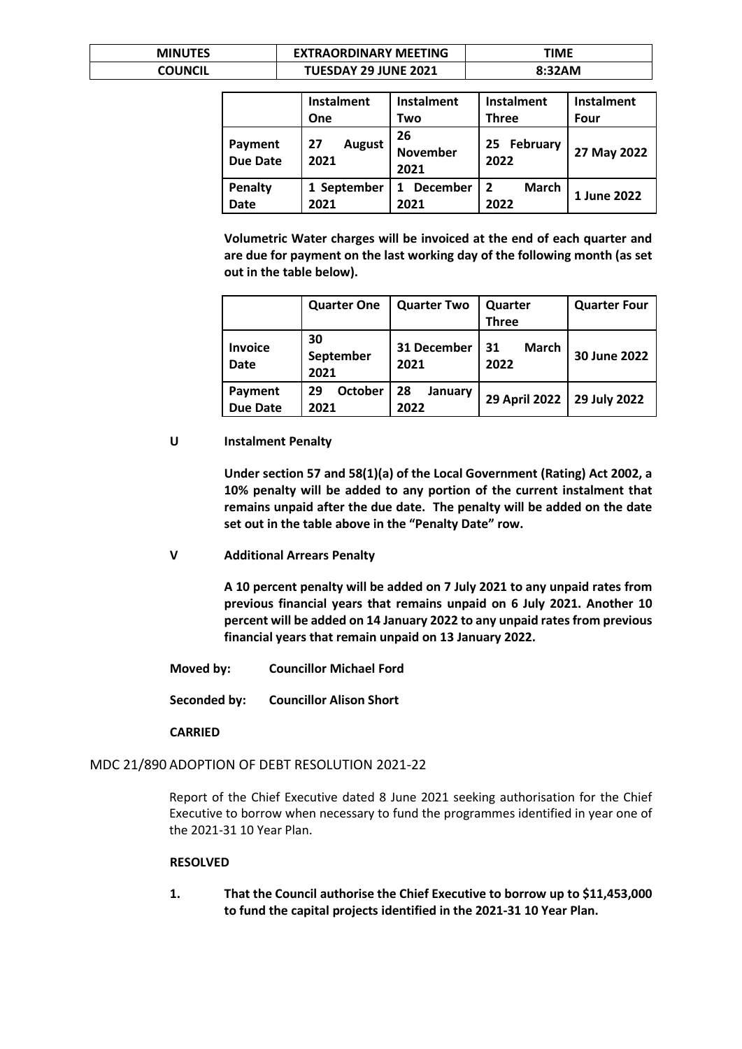|  | Instalment One | Instalment Two | Instalment Three | Instalment Four |
| --- | --- | --- | --- | --- |
| **Payment Due Date** | 27 August 2021 | 26 November 2021 | 25 February 2022 | 27 May 2022 |
| **Penalty Date** | 1 September 2021 | 1 December 2021 | 2 March 2022 | 1 June 2022 |

**Volumetric Water charges will be invoiced at the end of each quarter and are due for payment on the last working day of the following month (as set out in the table below).**

|  | Quarter One | Quarter Two | Quarter Three | Quarter Four |
| --- | --- | --- | --- | --- |
| **Invoice Date** | 30 September 2021 | 31 December 2021 | 31 March 2022 | 30 June 2022 |
| **Payment Due Date** | 29 October 2021 | 28 January 2022 | 29 April 2022 | 29 July 2022 |

**U Instalment Penalty**

**Under section 57 and 58(1)(a) of the Local Government (Rating) Act 2002, a 10% penalty will be added to any portion of the current instalment that remains unpaid after the due date. The penalty will be added on the date set out in the table above in the "Penalty Date" row.**

**V Additional Arrears Penalty**

**A 10 percent penalty will be added on 7 July 2021 to any unpaid rates from previous financial years that remains unpaid on 6 July 2021. Another 10 percent will be added on 14 January 2022 to any unpaid rates from previous financial years that remain unpaid on 13 January 2022.**

**Moved by:** **Councillor Michael Ford**

**Seconded by:** **Councillor Alison Short**

**CARRIED**

## MDC 21/890 ADOPTION OF DEBT RESOLUTION 2021-22

Report of the Chief Executive dated 8 June 2021 seeking authorisation for the Chief Executive to borrow when necessary to fund the programmes identified in year one of the 2021-31 10 Year Plan.

**RESOLVED**

**1. That the Council authorise the Chief Executive to borrow up to $11,453,000 to fund the capital projects identified in the 2021-31 10 Year Plan.**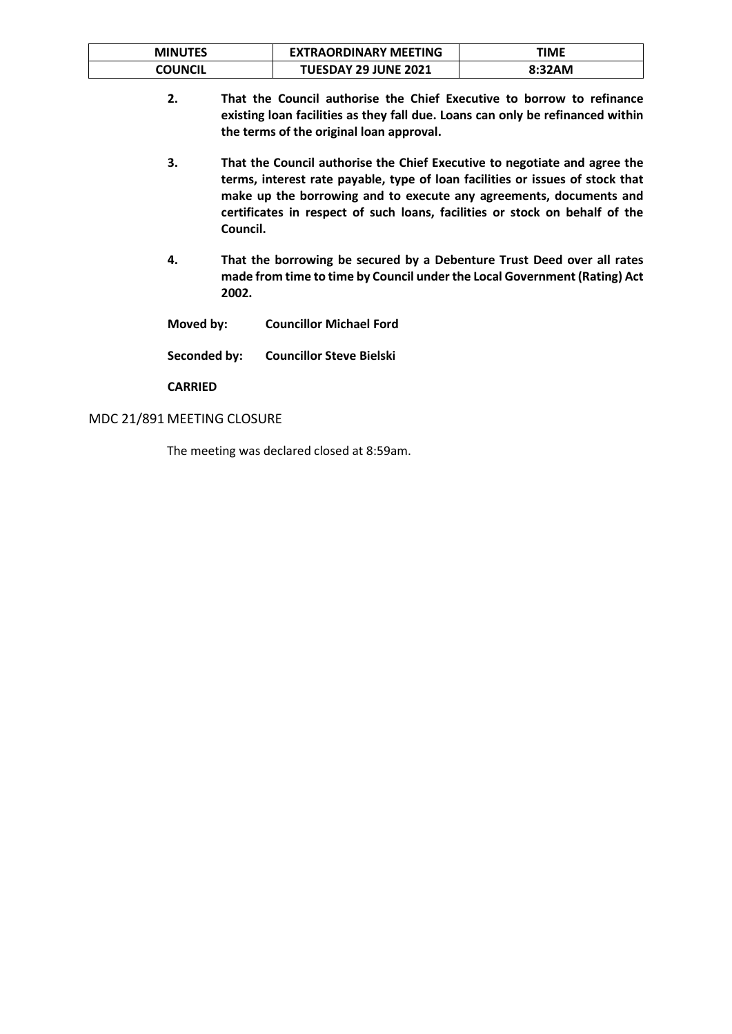**2.** **That the Council authorise the Chief Executive to borrow to refinance existing loan facilities as they fall due. Loans can only be refinanced within the terms of the original loan approval.**

**3.** **That the Council authorise the Chief Executive to negotiate and agree the terms, interest rate payable, type of loan facilities or issues of stock that make up the borrowing and to execute any agreements, documents and certificates in respect of such loans, facilities or stock on behalf of the Council.**

**4.** **That the borrowing be secured by a Debenture Trust Deed over all rates made from time to time by Council under the Local Government (Rating) Act 2002.**

**Moved by:** **Councillor Michael Ford**

**Seconded by:** **Councillor Steve Bielski**

**CARRIED**

MDC 21/891 MEETING CLOSURE

The meeting was declared closed at 8:59am.